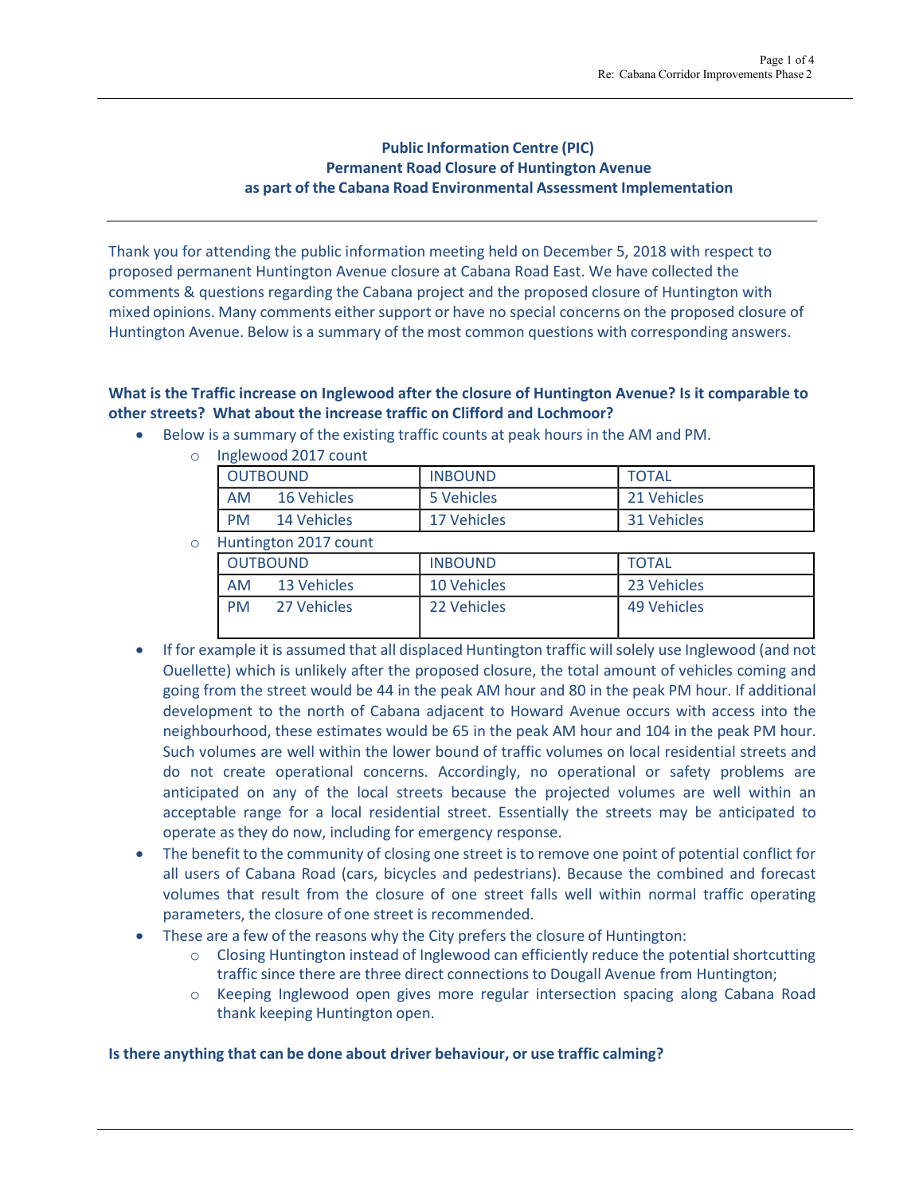**Public Information Centre (PIC)**
**Permanent Road Closure of Huntington Avenue**
**as part of the Cabana Road Environmental Assessment Implementation**

Thank you for attending the public information meeting held on December 5, 2018 with respect to proposed permanent Huntington Avenue closure at Cabana Road East. We have collected the comments & questions regarding the Cabana project and the proposed closure of Huntington with mixed opinions. Many comments either support or have no special concerns on the proposed closure of Huntington Avenue. Below is a summary of the most common questions with corresponding answers.

**What is the Traffic increase on Inglewood after the closure of Huntington Avenue? Is it comparable to other streets? What about the increase traffic on Clifford and Lochmoor?**

- Below is a summary of the existing traffic counts at peak hours in the AM and PM.
  - Inglewood 2017 count

| OUTBOUND | INBOUND | TOTAL |
|---|---|---|
| AM 16 Vehicles | 5 Vehicles | 21 Vehicles |
| PM 14 Vehicles | 17 Vehicles | 31 Vehicles |

  - Huntington 2017 count

| OUTBOUND | INBOUND | TOTAL |
|---|---|---|
| AM 13 Vehicles | 10 Vehicles | 23 Vehicles |
| PM 27 Vehicles | 22 Vehicles | 49 Vehicles |

- If for example it is assumed that all displaced Huntington traffic will solely use Inglewood (and not Ouellette) which is unlikely after the proposed closure, the total amount of vehicles coming and going from the street would be 44 in the peak AM hour and 80 in the peak PM hour. If additional development to the north of Cabana adjacent to Howard Avenue occurs with access into the neighbourhood, these estimates would be 65 in the peak AM hour and 104 in the peak PM hour. Such volumes are well within the lower bound of traffic volumes on local residential streets and do not create operational concerns. Accordingly, no operational or safety problems are anticipated on any of the local streets because the projected volumes are well within an acceptable range for a local residential street. Essentially the streets may be anticipated to operate as they do now, including for emergency response.
- The benefit to the community of closing one street is to remove one point of potential conflict for all users of Cabana Road (cars, bicycles and pedestrians). Because the combined and forecast volumes that result from the closure of one street falls well within normal traffic operating parameters, the closure of one street is recommended.
- These are a few of the reasons why the City prefers the closure of Huntington:
  - Closing Huntington instead of Inglewood can efficiently reduce the potential shortcutting traffic since there are three direct connections to Dougall Avenue from Huntington;
  - Keeping Inglewood open gives more regular intersection spacing along Cabana Road thank keeping Huntington open.

**Is there anything that can be done about driver behaviour, or use traffic calming?**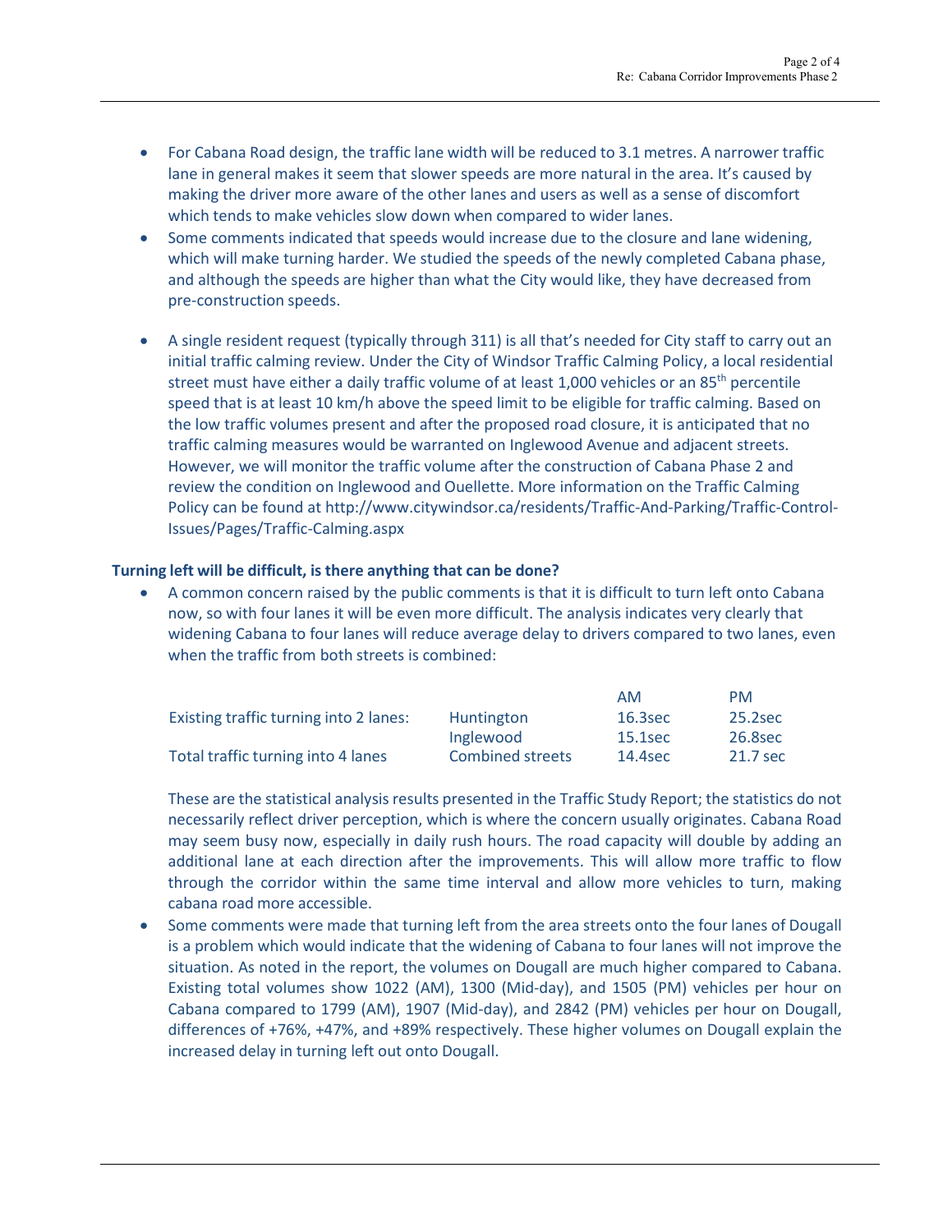- For Cabana Road design, the traffic lane width will be reduced to 3.1 metres. A narrower traffic lane in general makes it seem that slower speeds are more natural in the area. It's caused by making the driver more aware of the other lanes and users as well as a sense of discomfort which tends to make vehicles slow down when compared to wider lanes.
- Some comments indicated that speeds would increase due to the closure and lane widening, which will make turning harder. We studied the speeds of the newly completed Cabana phase, and although the speeds are higher than what the City would like, they have decreased from pre-construction speeds.

- A single resident request (typically through 311) is all that's needed for City staff to carry out an initial traffic calming review. Under the City of Windsor Traffic Calming Policy, a local residential street must have either a daily traffic volume of at least 1,000 vehicles or an 85th percentile speed that is at least 10 km/h above the speed limit to be eligible for traffic calming. Based on the low traffic volumes present and after the proposed road closure, it is anticipated that no traffic calming measures would be warranted on Inglewood Avenue and adjacent streets. However, we will monitor the traffic volume after the construction of Cabana Phase 2 and review the condition on Inglewood and Ouellette. More information on the Traffic Calming Policy can be found at http://www.citywindsor.ca/residents/Traffic-And-Parking/Traffic-Control-Issues/Pages/Traffic-Calming.aspx

**Turning left will be difficult, is there anything that can be done?**

- A common concern raised by the public comments is that it is difficult to turn left onto Cabana now, so with four lanes it will be even more difficult. The analysis indicates very clearly that widening Cabana to four lanes will reduce average delay to drivers compared to two lanes, even when the traffic from both streets is combined:

| | | AM | PM |
|---|---|---|---|
| Existing traffic turning into 2 lanes: | Huntington | 16.3sec | 25.2sec |
| | Inglewood | 15.1sec | 26.8sec |
| Total traffic turning into 4 lanes | Combined streets | 14.4sec | 21.7 sec |

  These are the statistical analysis results presented in the Traffic Study Report; the statistics do not necessarily reflect driver perception, which is where the concern usually originates. Cabana Road may seem busy now, especially in daily rush hours. The road capacity will double by adding an additional lane at each direction after the improvements. This will allow more traffic to flow through the corridor within the same time interval and allow more vehicles to turn, making cabana road more accessible.

- Some comments were made that turning left from the area streets onto the four lanes of Dougall is a problem which would indicate that the widening of Cabana to four lanes will not improve the situation. As noted in the report, the volumes on Dougall are much higher compared to Cabana. Existing total volumes show 1022 (AM), 1300 (Mid-day), and 1505 (PM) vehicles per hour on Cabana compared to 1799 (AM), 1907 (Mid-day), and 2842 (PM) vehicles per hour on Dougall, differences of +76%, +47%, and +89% respectively. These higher volumes on Dougall explain the increased delay in turning left out onto Dougall.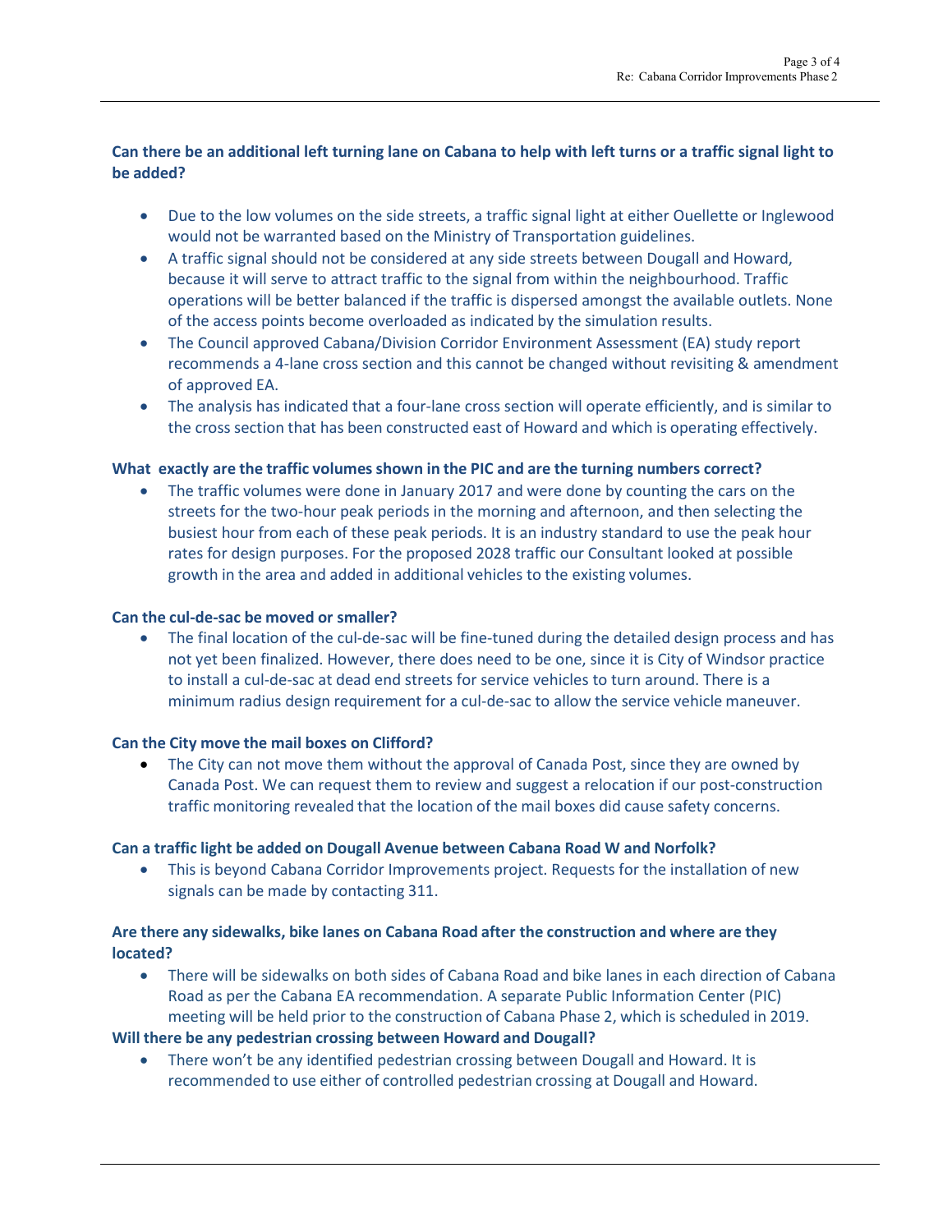**Can there be an additional left turning lane on Cabana to help with left turns or a traffic signal light to be added?**

- Due to the low volumes on the side streets, a traffic signal light at either Ouellette or Inglewood would not be warranted based on the Ministry of Transportation guidelines.
- A traffic signal should not be considered at any side streets between Dougall and Howard, because it will serve to attract traffic to the signal from within the neighbourhood. Traffic operations will be better balanced if the traffic is dispersed amongst the available outlets. None of the access points become overloaded as indicated by the simulation results.
- The Council approved Cabana/Division Corridor Environment Assessment (EA) study report recommends a 4-lane cross section and this cannot be changed without revisiting & amendment of approved EA.
- The analysis has indicated that a four-lane cross section will operate efficiently, and is similar to the cross section that has been constructed east of Howard and which is operating effectively.

**What exactly are the traffic volumes shown in the PIC and are the turning numbers correct?**

- The traffic volumes were done in January 2017 and were done by counting the cars on the streets for the two-hour peak periods in the morning and afternoon, and then selecting the busiest hour from each of these peak periods. It is an industry standard to use the peak hour rates for design purposes. For the proposed 2028 traffic our Consultant looked at possible growth in the area and added in additional vehicles to the existing volumes.

**Can the cul-de-sac be moved or smaller?**

- The final location of the cul-de-sac will be fine-tuned during the detailed design process and has not yet been finalized. However, there does need to be one, since it is City of Windsor practice to install a cul-de-sac at dead end streets for service vehicles to turn around. There is a minimum radius design requirement for a cul-de-sac to allow the service vehicle maneuver.

**Can the City move the mail boxes on Clifford?**

- The City can not move them without the approval of Canada Post, since they are owned by Canada Post. We can request them to review and suggest a relocation if our post-construction traffic monitoring revealed that the location of the mail boxes did cause safety concerns.

**Can a traffic light be added on Dougall Avenue between Cabana Road W and Norfolk?**

- This is beyond Cabana Corridor Improvements project. Requests for the installation of new signals can be made by contacting 311.

**Are there any sidewalks, bike lanes on Cabana Road after the construction and where are they located?**

- There will be sidewalks on both sides of Cabana Road and bike lanes in each direction of Cabana Road as per the Cabana EA recommendation. A separate Public Information Center (PIC) meeting will be held prior to the construction of Cabana Phase 2, which is scheduled in 2019.

**Will there be any pedestrian crossing between Howard and Dougall?**

- There won't be any identified pedestrian crossing between Dougall and Howard. It is recommended to use either of controlled pedestrian crossing at Dougall and Howard.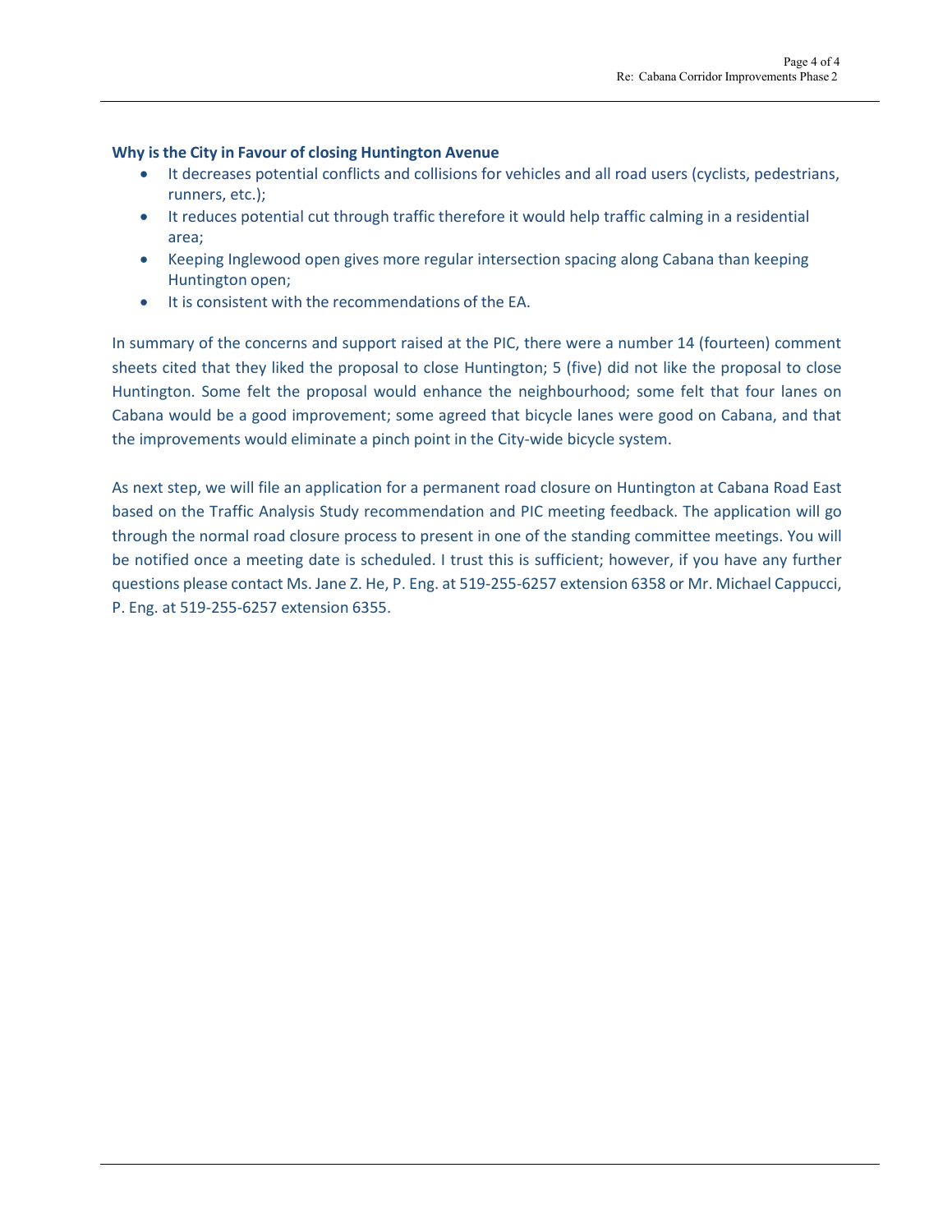**Why is the City in Favour of closing Huntington Avenue**

- It decreases potential conflicts and collisions for vehicles and all road users (cyclists, pedestrians, runners, etc.);
- It reduces potential cut through traffic therefore it would help traffic calming in a residential area;
- Keeping Inglewood open gives more regular intersection spacing along Cabana than keeping Huntington open;
- It is consistent with the recommendations of the EA.

In summary of the concerns and support raised at the PIC, there were a number 14 (fourteen) comment sheets cited that they liked the proposal to close Huntington; 5 (five) did not like the proposal to close Huntington. Some felt the proposal would enhance the neighbourhood; some felt that four lanes on Cabana would be a good improvement; some agreed that bicycle lanes were good on Cabana, and that the improvements would eliminate a pinch point in the City-wide bicycle system.

As next step, we will file an application for a permanent road closure on Huntington at Cabana Road East based on the Traffic Analysis Study recommendation and PIC meeting feedback. The application will go through the normal road closure process to present in one of the standing committee meetings. You will be notified once a meeting date is scheduled. I trust this is sufficient; however, if you have any further questions please contact Ms. Jane Z. He, P. Eng. at 519-255-6257 extension 6358 or Mr. Michael Cappucci, P. Eng. at 519-255-6257 extension 6355.